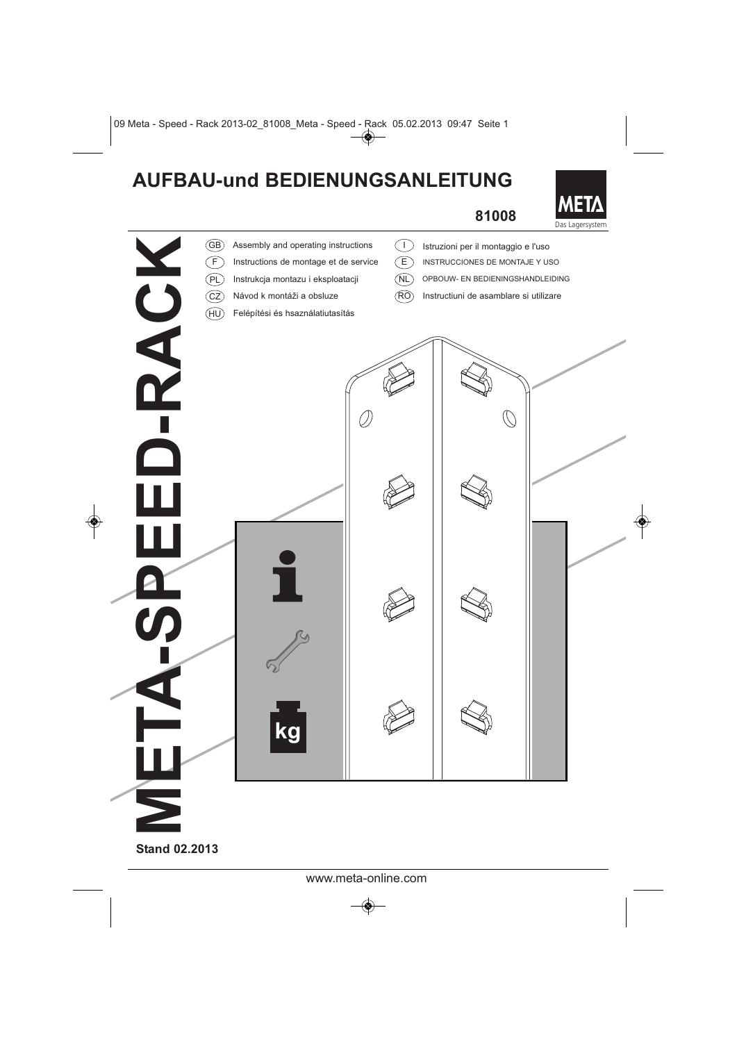# AUFBAU-und BEDIENUNGSANLEITUNG

**81008**

META
Das Lagersystem

# META-SPEED-RACK

- (GB) Assembly and operating instructions
- (F) Instructions de montage et de service
- (PL) Instrukcja montazu i eksploatacji
- (CZ) Návod k montáži a obsluze
- (HU) Felépítési és hsznalatiutasítás
- (I) Istruzioni per il montaggio e l'uso
- (E) INSTRUCCIONES DE MONTAJE Y USO
- (NL) OPBOUW- EN BEDIENINGSHANDLEIDING
- (RO) Instructiuni de asamblare si utilizare

**Stand 02.2013**

www.meta-online.com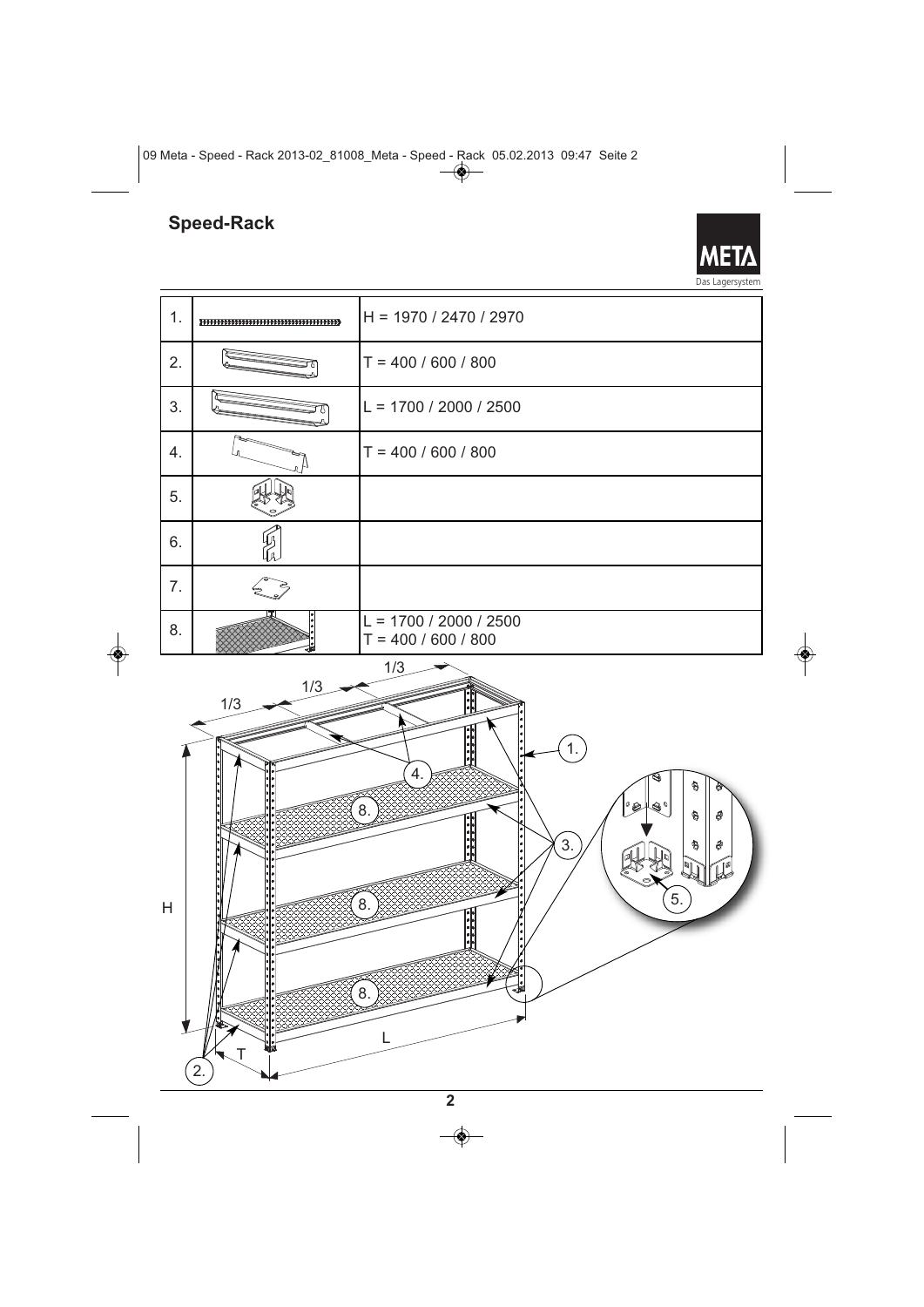## Speed-Rack

| | | |
|---|---|---|
| 1. | | H = 1970 / 2470 / 2970 |
| 2. | | T = 400 / 600 / 800 |
| 3. | | L = 1700 / 2000 / 2500 |
| 4. | | T = 400 / 600 / 800 |
| 5. | | |
| 6. | | |
| 7. | | |
| 8. | | L = 1700 / 2000 / 2500<br>T = 400 / 600 / 800 |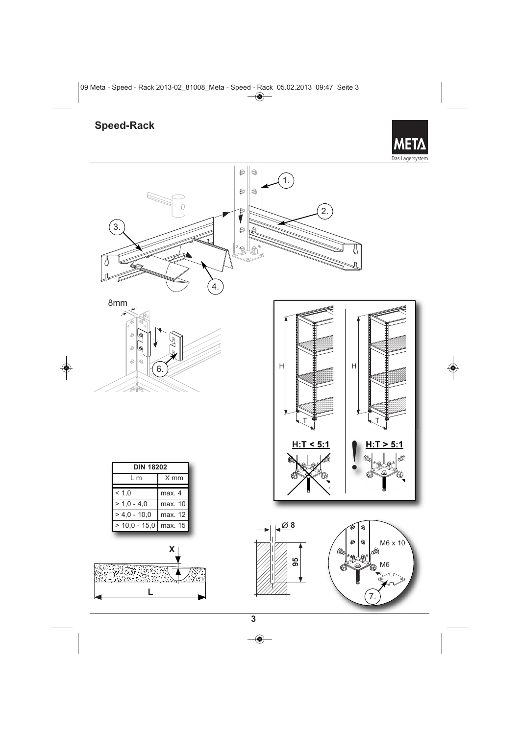# Speed-Rack

8mm

| DIN 18202 | |
|---|---|
| L m | X mm |
| < 1,0 | max. 4 |
| > 1,0 - 4,0 | max. 10 |
| > 4,0 - 10,0 | max. 12 |
| > 10,0 - 15,0 | max. 15 |

H:T < 5:1

H:T > 5:1

Ø 8

95

M6 x 10

M6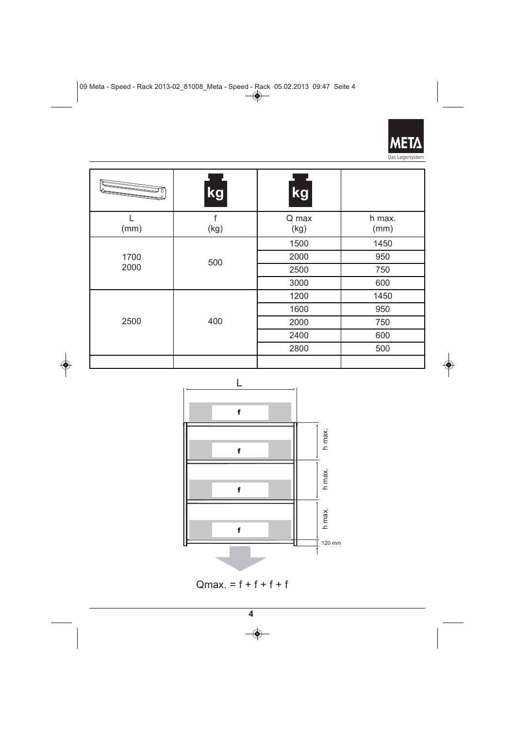| | kg | kg | |
|---|---|---|---|
| L (mm) | f (kg) | Q max (kg) | h max. (mm) |
| 1700 2000 | 500 | 1500 | 1450 |
| | | 2000 | 950 |
| | | 2500 | 750 |
| | | 3000 | 600 |
| 2500 | 400 | 1200 | 1450 |
| | | 1600 | 950 |
| | | 2000 | 750 |
| | | 2400 | 600 |
| | | 2800 | 500 |
| | | | |

L

f

f

f

f

h max.

h max.

h max.

120 mm

Qmax. = f + f + f + f